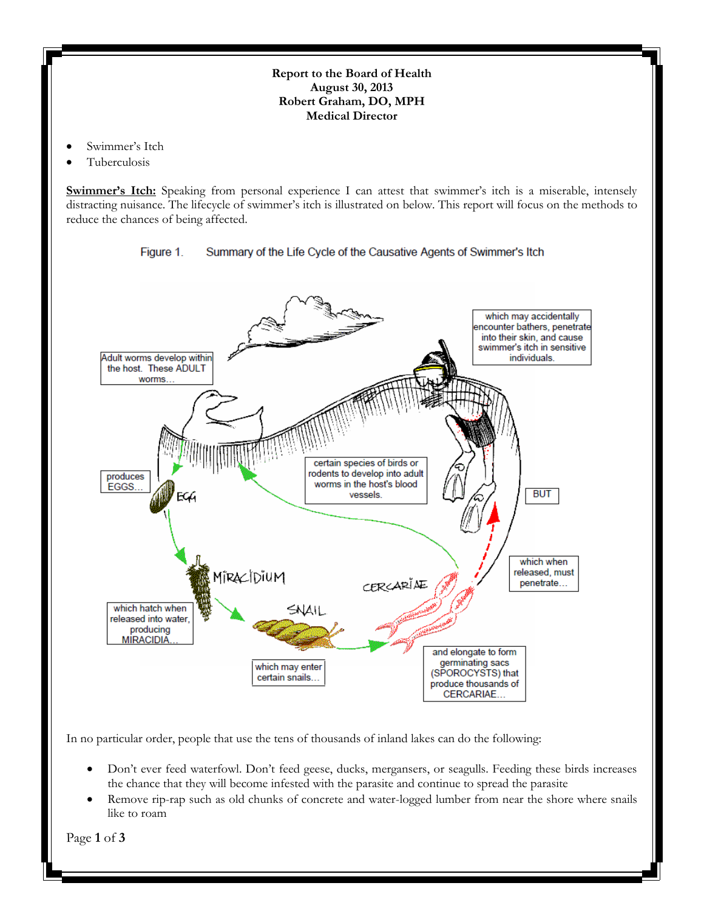**Report to the Board of Health**
**August 30, 2013**
**Robert Graham, DO, MPH**
**Medical Director**

- Swimmer's Itch
- Tuberculosis

**Swimmer's Itch:** Speaking from personal experience I can attest that swimmer's itch is a miserable, intensely distracting nuisance. The lifecycle of swimmer's itch is illustrated on below. This report will focus on the methods to reduce the chances of being affected.

Figure 1. Summary of the Life Cycle of the Causative Agents of Swimmer's Itch

In no particular order, people that use the tens of thousands of inland lakes can do the following:

- Don't ever feed waterfowl. Don't feed geese, ducks, mergansers, or seagulls. Feeding these birds increases the chance that they will become infested with the parasite and continue to spread the parasite
- Remove rip-rap such as old chunks of concrete and water-logged lumber from near the shore where snails like to roam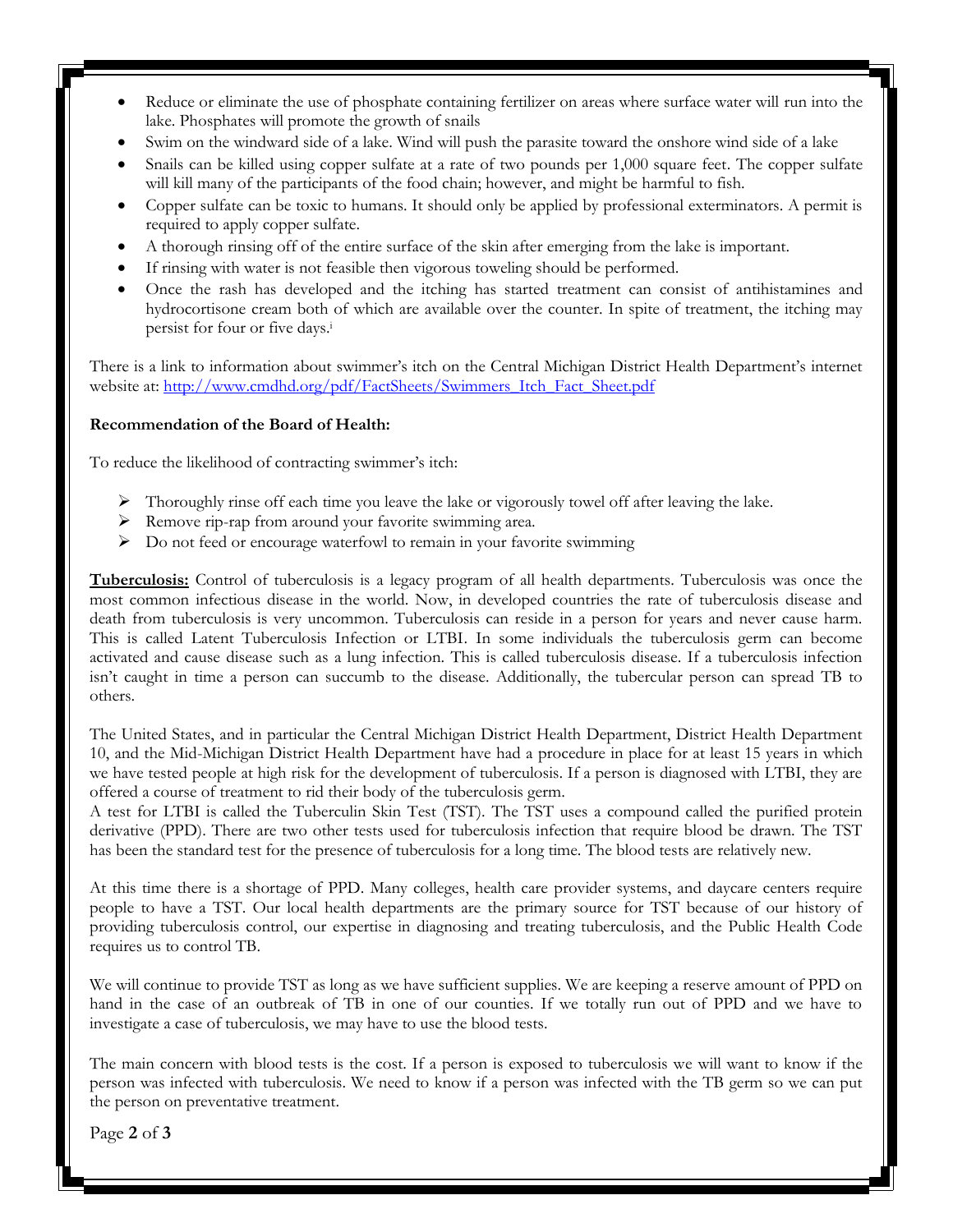- Reduce or eliminate the use of phosphate containing fertilizer on areas where surface water will run into the lake. Phosphates will promote the growth of snails
- Swim on the windward side of a lake. Wind will push the parasite toward the onshore wind side of a lake
- Snails can be killed using copper sulfate at a rate of two pounds per 1,000 square feet. The copper sulfate will kill many of the participants of the food chain; however, and might be harmful to fish.
- Copper sulfate can be toxic to humans. It should only be applied by professional exterminators. A permit is required to apply copper sulfate.
- A thorough rinsing off of the entire surface of the skin after emerging from the lake is important.
- If rinsing with water is not feasible then vigorous toweling should be performed.
- Once the rash has developed and the itching has started treatment can consist of antihistamines and hydrocortisone cream both of which are available over the counter. In spite of treatment, the itching may persist for four or five days.[i]

There is a link to information about swimmer's itch on the Central Michigan District Health Department's internet website at: [http://www.cmdhd.org/pdf/FactSheets/Swimmers_Itch_Fact_Sheet.pdf](http://www.cmdhd.org/pdf/FactSheets/Swimmers_Itch_Fact_Sheet.pdf)

**Recommendation of the Board of Health:**

To reduce the likelihood of contracting swimmer's itch:

- Thoroughly rinse off each time you leave the lake or vigorously towel off after leaving the lake.
- Remove rip-rap from around your favorite swimming area.
- Do not feed or encourage waterfowl to remain in your favorite swimming

**Tuberculosis:** Control of tuberculosis is a legacy program of all health departments. Tuberculosis was once the most common infectious disease in the world. Now, in developed countries the rate of tuberculosis disease and death from tuberculosis is very uncommon. Tuberculosis can reside in a person for years and never cause harm. This is called Latent Tuberculosis Infection or LTBI. In some individuals the tuberculosis germ can become activated and cause disease such as a lung infection. This is called tuberculosis disease. If a tuberculosis infection isn't caught in time a person can succumb to the disease. Additionally, the tubercular person can spread TB to others.

The United States, and in particular the Central Michigan District Health Department, District Health Department 10, and the Mid-Michigan District Health Department have had a procedure in place for at least 15 years in which we have tested people at high risk for the development of tuberculosis. If a person is diagnosed with LTBI, they are offered a course of treatment to rid their body of the tuberculosis germ.

A test for LTBI is called the Tuberculin Skin Test (TST). The TST uses a compound called the purified protein derivative (PPD). There are two other tests used for tuberculosis infection that require blood be drawn. The TST has been the standard test for the presence of tuberculosis for a long time. The blood tests are relatively new.

At this time there is a shortage of PPD. Many colleges, health care provider systems, and daycare centers require people to have a TST. Our local health departments are the primary source for TST because of our history of providing tuberculosis control, our expertise in diagnosing and treating tuberculosis, and the Public Health Code requires us to control TB.

We will continue to provide TST as long as we have sufficient supplies. We are keeping a reserve amount of PPD on hand in the case of an outbreak of TB in one of our counties. If we totally run out of PPD and we have to investigate a case of tuberculosis, we may have to use the blood tests.

The main concern with blood tests is the cost. If a person is exposed to tuberculosis we will want to know if the person was infected with tuberculosis. We need to know if a person was infected with the TB germ so we can put the person on preventative treatment.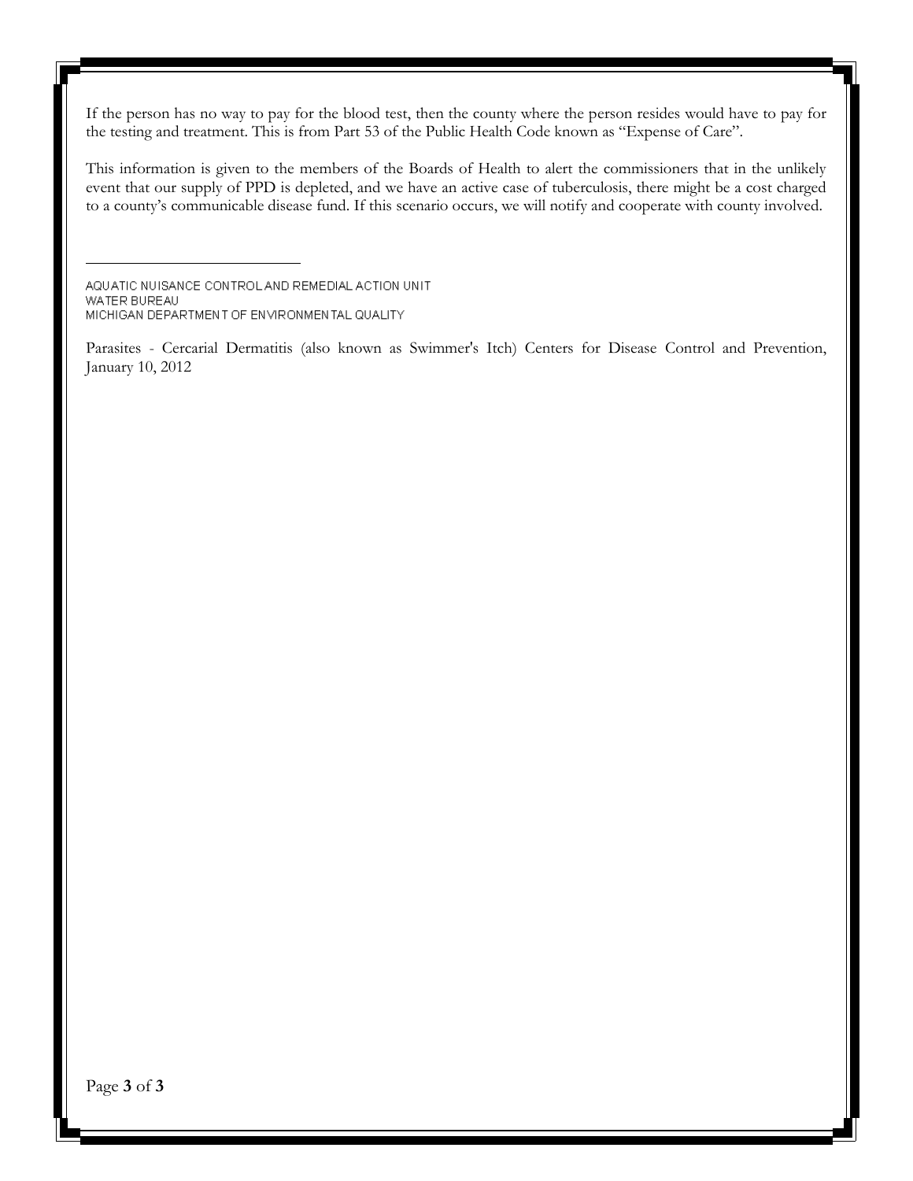If the person has no way to pay for the blood test, then the county where the person resides would have to pay for the testing and treatment. This is from Part 53 of the Public Health Code known as "Expense of Care".

This information is given to the members of the Boards of Health to alert the commissioners that in the unlikely event that our supply of PPD is depleted, and we have an active case of tuberculosis, there might be a cost charged to a county's communicable disease fund. If this scenario occurs, we will notify and cooperate with county involved.

---

AQUATIC NUISANCE CONTROL AND REMEDIAL ACTION UNIT
WATER BUREAU
MICHIGAN DEPARTMENT OF ENVIRONMENTAL QUALITY

Parasites - Cercarial Dermatitis (also known as Swimmer's Itch) Centers for Disease Control and Prevention, January 10, 2012